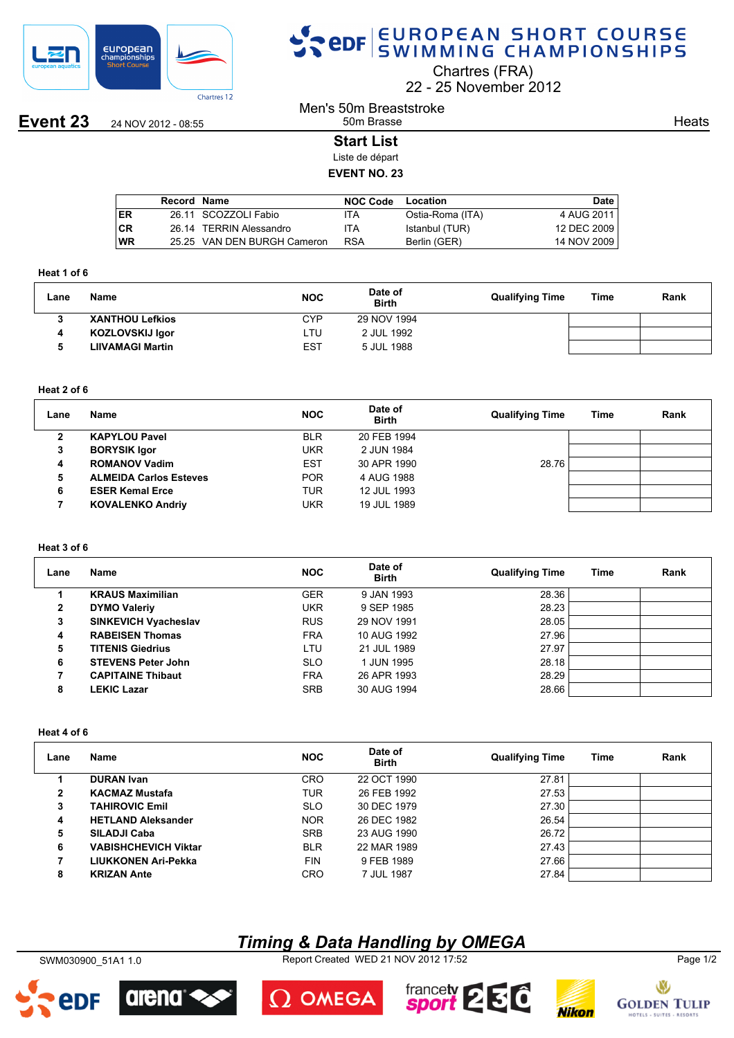# EUROPEAN SHORT COURSE SWIMMING CHAMPIONSHIPS

Chartres (FRA)
22 - 25 November 2012

**Event 23** 24 NOV 2012 - 08:55

Men's 50m Breaststroke
50m Brasse

Heats

## Start List

Liste de départ

**EVENT NO. 23**

| | Record | Name | NOC Code | Location | Date |
|---|---|---|---|---|---|
| ER | 26.11 | SCOZZOLI Fabio | ITA | Ostia-Roma (ITA) | 4 AUG 2011 |
| CR | 26.14 | TERRIN Alessandro | ITA | Istanbul (TUR) | 12 DEC 2009 |
| WR | 25.25 | VAN DEN BURGH Cameron | RSA | Berlin (GER) | 14 NOV 2009 |

**Heat 1 of 6**

| Lane | Name | NOC | Date of Birth | Qualifying Time | Time | Rank |
|---|---|---|---|---|---|---|
| 3 | **XANTHOU Lefkios** | CYP | 29 NOV 1994 | | | |
| 4 | **KOZLOVSKIJ Igor** | LTU | 2 JUL 1992 | | | |
| 5 | **LIIVAMAGI Martin** | EST | 5 JUL 1988 | | | |

**Heat 2 of 6**

| Lane | Name | NOC | Date of Birth | Qualifying Time | Time | Rank |
|---|---|---|---|---|---|---|
| 2 | **KAPYLOU Pavel** | BLR | 20 FEB 1994 | | | |
| 3 | **BORYSIK Igor** | UKR | 2 JUN 1984 | | | |
| 4 | **ROMANOV Vadim** | EST | 30 APR 1990 | 28.76 | | |
| 5 | **ALMEIDA Carlos Esteves** | POR | 4 AUG 1988 | | | |
| 6 | **ESER Kemal Erce** | TUR | 12 JUL 1993 | | | |
| 7 | **KOVALENKO Andriy** | UKR | 19 JUL 1989 | | | |

**Heat 3 of 6**

| Lane | Name | NOC | Date of Birth | Qualifying Time | Time | Rank |
|---|---|---|---|---|---|---|
| 1 | **KRAUS Maximilian** | GER | 9 JAN 1993 | 28.36 | | |
| 2 | **DYMO Valeriy** | UKR | 9 SEP 1985 | 28.23 | | |
| 3 | **SINKEVICH Vyacheslav** | RUS | 29 NOV 1991 | 28.05 | | |
| 4 | **RABEISEN Thomas** | FRA | 10 AUG 1992 | 27.96 | | |
| 5 | **TITENIS Giedrius** | LTU | 21 JUL 1989 | 27.97 | | |
| 6 | **STEVENS Peter John** | SLO | 1 JUN 1995 | 28.18 | | |
| 7 | **CAPITAINE Thibaut** | FRA | 26 APR 1993 | 28.29 | | |
| 8 | **LEKIC Lazar** | SRB | 30 AUG 1994 | 28.66 | | |

**Heat 4 of 6**

| Lane | Name | NOC | Date of Birth | Qualifying Time | Time | Rank |
|---|---|---|---|---|---|---|
| 1 | **DURAN Ivan** | CRO | 22 OCT 1990 | 27.81 | | |
| 2 | **KACMAZ Mustafa** | TUR | 26 FEB 1992 | 27.53 | | |
| 3 | **TAHIROVIC Emil** | SLO | 30 DEC 1979 | 27.30 | | |
| 4 | **HETLAND Aleksander** | NOR | 26 DEC 1982 | 26.54 | | |
| 5 | **SILADJI Caba** | SRB | 23 AUG 1990 | 26.72 | | |
| 6 | **VABISHCHEVICH Viktar** | BLR | 22 MAR 1989 | 27.43 | | |
| 7 | **LIUKKONEN Ari-Pekka** | FIN | 9 FEB 1989 | 27.66 | | |
| 8 | **KRIZAN Ante** | CRO | 7 JUL 1987 | 27.84 | | |

*Timing & Data Handling by OMEGA*

SWM030900_51A1 1.0 Report Created WED 21 NOV 2012 17:52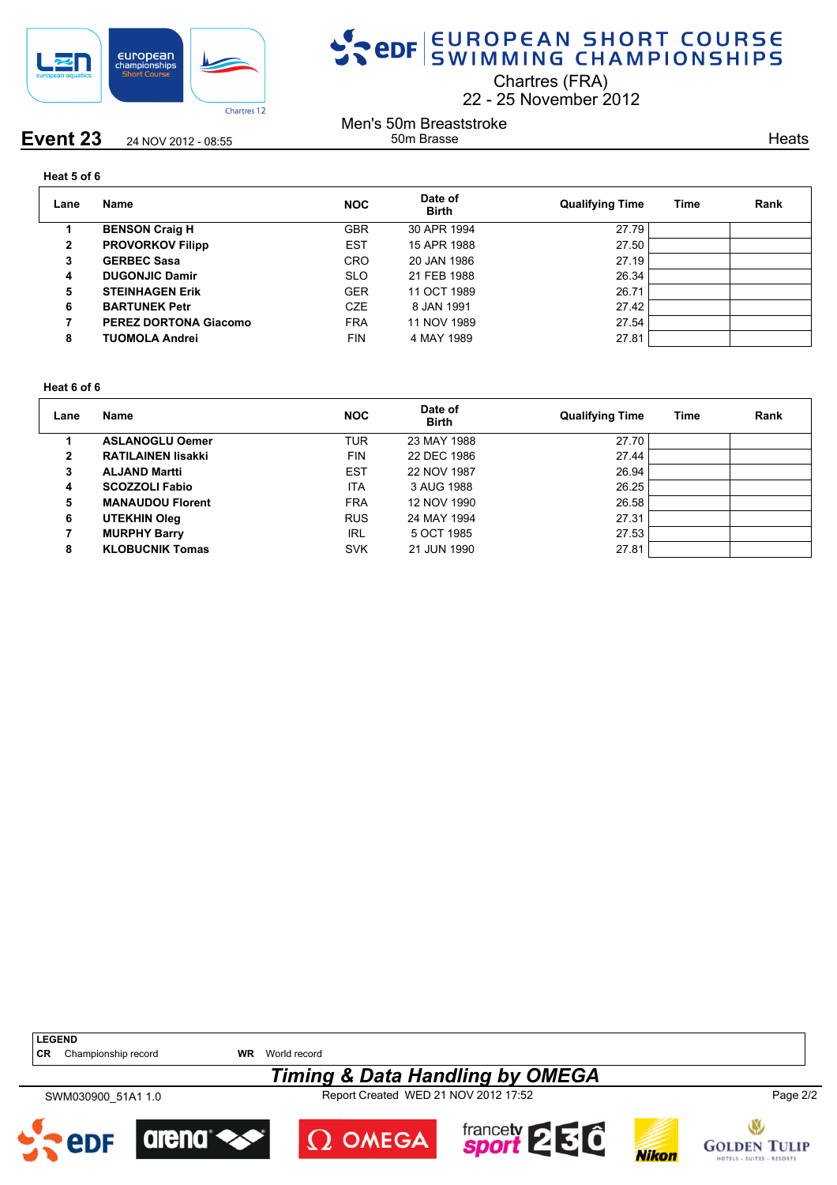# EUROPEAN SHORT COURSE SWIMMING CHAMPIONSHIPS

Chartres (FRA)
22 - 25 November 2012

**Event 23** 24 NOV 2012 - 08:55

Men's 50m Breaststroke
50m Brasse

Heats

**Heat 5 of 6**

| Lane | Name | NOC | Date of Birth | Qualifying Time | Time | Rank |
|---|---|---|---|---|---|---|
| 1 | **BENSON Craig H** | GBR | 30 APR 1994 | 27.79 | | |
| 2 | **PROVORKOV Filipp** | EST | 15 APR 1988 | 27.50 | | |
| 3 | **GERBEC Sasa** | CRO | 20 JAN 1986 | 27.19 | | |
| 4 | **DUGONJIC Damir** | SLO | 21 FEB 1988 | 26.34 | | |
| 5 | **STEINHAGEN Erik** | GER | 11 OCT 1989 | 26.71 | | |
| 6 | **BARTUNEK Petr** | CZE | 8 JAN 1991 | 27.42 | | |
| 7 | **PEREZ DORTONA Giacomo** | FRA | 11 NOV 1989 | 27.54 | | |
| 8 | **TUOMOLA Andrei** | FIN | 4 MAY 1989 | 27.81 | | |

**Heat 6 of 6**

| Lane | Name | NOC | Date of Birth | Qualifying Time | Time | Rank |
|---|---|---|---|---|---|---|
| 1 | **ASLANOGLU Oemer** | TUR | 23 MAY 1988 | 27.70 | | |
| 2 | **RATILAINEN Iisakki** | FIN | 22 DEC 1986 | 27.44 | | |
| 3 | **ALJAND Martti** | EST | 22 NOV 1987 | 26.94 | | |
| 4 | **SCOZZOLI Fabio** | ITA | 3 AUG 1988 | 26.25 | | |
| 5 | **MANAUDOU Florent** | FRA | 12 NOV 1990 | 26.58 | | |
| 6 | **UTEKHIN Oleg** | RUS | 24 MAY 1994 | 27.31 | | |
| 7 | **MURPHY Barry** | IRL | 5 OCT 1985 | 27.53 | | |
| 8 | **KLOBUCNIK Tomas** | SVK | 21 JUN 1990 | 27.81 | | |

**LEGEND**
**CR** Championship record **WR** World record

*Timing & Data Handling by OMEGA*

SWM030900_51A1 1.0 Report Created WED 21 NOV 2012 17:52